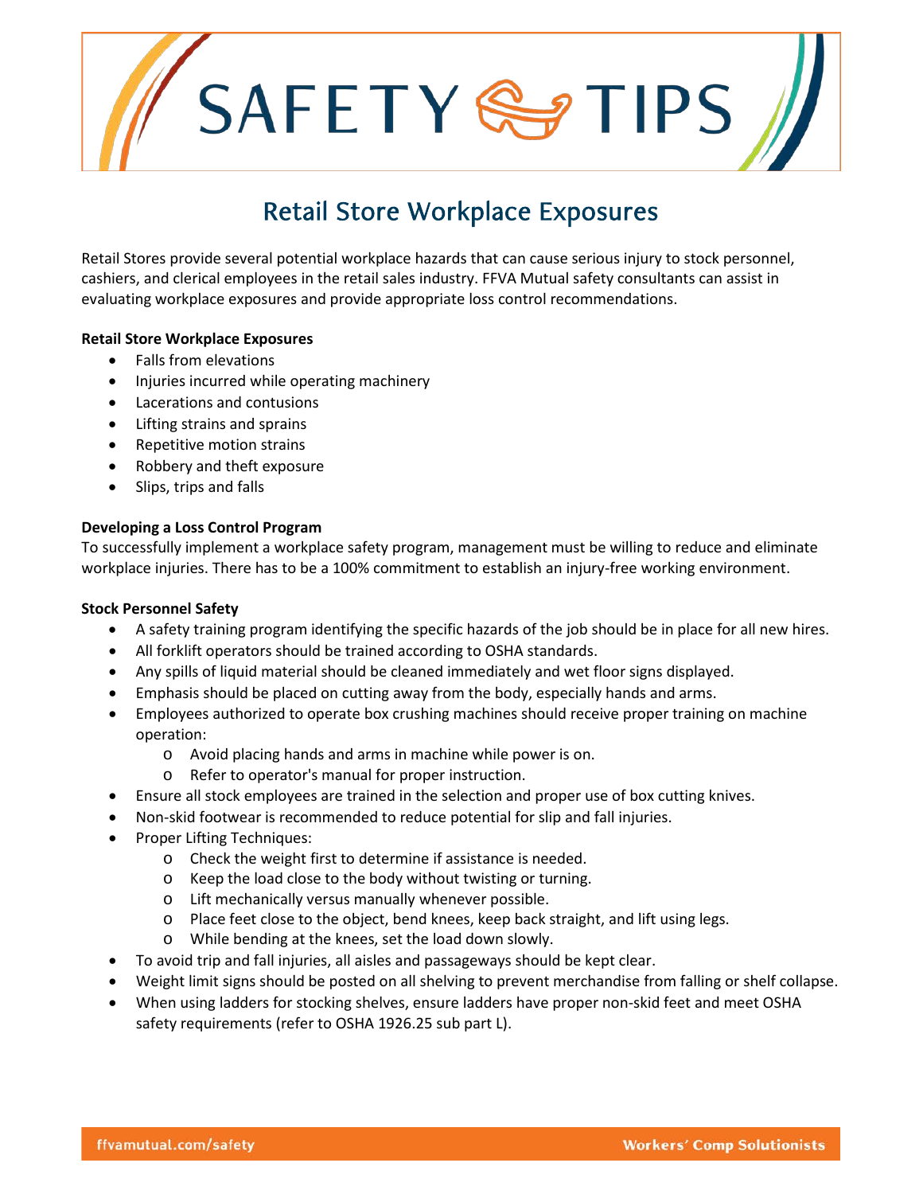# SAFETY TIPS

## Retail Store Workplace Exposures

Retail Stores provide several potential workplace hazards that can cause serious injury to stock personnel, cashiers, and clerical employees in the retail sales industry. FFVA Mutual safety consultants can assist in evaluating workplace exposures and provide appropriate loss control recommendations.

**Retail Store Workplace Exposures**

- Falls from elevations
- Injuries incurred while operating machinery
- Lacerations and contusions
- Lifting strains and sprains
- Repetitive motion strains
- Robbery and theft exposure
- Slips, trips and falls

**Developing a Loss Control Program**

To successfully implement a workplace safety program, management must be willing to reduce and eliminate workplace injuries. There has to be a 100% commitment to establish an injury-free working environment.

**Stock Personnel Safety**

- A safety training program identifying the specific hazards of the job should be in place for all new hires.
- All forklift operators should be trained according to OSHA standards.
- Any spills of liquid material should be cleaned immediately and wet floor signs displayed.
- Emphasis should be placed on cutting away from the body, especially hands and arms.
- Employees authorized to operate box crushing machines should receive proper training on machine operation:
  - Avoid placing hands and arms in machine while power is on.
  - Refer to operator's manual for proper instruction.
- Ensure all stock employees are trained in the selection and proper use of box cutting knives.
- Non-skid footwear is recommended to reduce potential for slip and fall injuries.
- Proper Lifting Techniques:
  - Check the weight first to determine if assistance is needed.
  - Keep the load close to the body without twisting or turning.
  - Lift mechanically versus manually whenever possible.
  - Place feet close to the object, bend knees, keep back straight, and lift using legs.
  - While bending at the knees, set the load down slowly.
- To avoid trip and fall injuries, all aisles and passageways should be kept clear.
- Weight limit signs should be posted on all shelving to prevent merchandise from falling or shelf collapse.
- When using ladders for stocking shelves, ensure ladders have proper non-skid feet and meet OSHA safety requirements (refer to OSHA 1926.25 sub part L).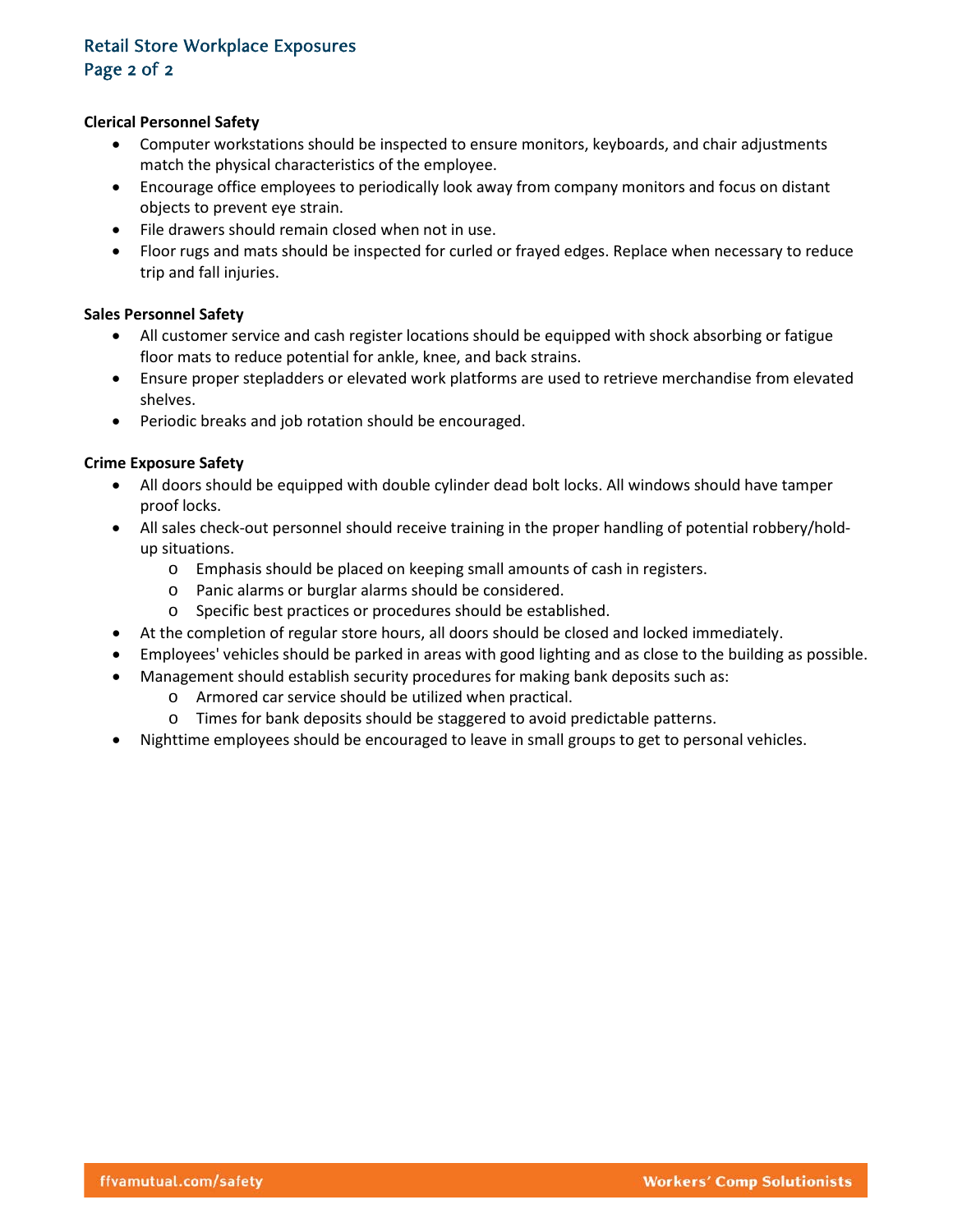**Clerical Personnel Safety**

- Computer workstations should be inspected to ensure monitors, keyboards, and chair adjustments match the physical characteristics of the employee.
- Encourage office employees to periodically look away from company monitors and focus on distant objects to prevent eye strain.
- File drawers should remain closed when not in use.
- Floor rugs and mats should be inspected for curled or frayed edges. Replace when necessary to reduce trip and fall injuries.

**Sales Personnel Safety**

- All customer service and cash register locations should be equipped with shock absorbing or fatigue floor mats to reduce potential for ankle, knee, and back strains.
- Ensure proper stepladders or elevated work platforms are used to retrieve merchandise from elevated shelves.
- Periodic breaks and job rotation should be encouraged.

**Crime Exposure Safety**

- All doors should be equipped with double cylinder dead bolt locks. All windows should have tamper proof locks.
- All sales check-out personnel should receive training in the proper handling of potential robbery/hold-up situations.
  - Emphasis should be placed on keeping small amounts of cash in registers.
  - Panic alarms or burglar alarms should be considered.
  - Specific best practices or procedures should be established.
- At the completion of regular store hours, all doors should be closed and locked immediately.
- Employees' vehicles should be parked in areas with good lighting and as close to the building as possible.
- Management should establish security procedures for making bank deposits such as:
  - Armored car service should be utilized when practical.
  - Times for bank deposits should be staggered to avoid predictable patterns.
- Nighttime employees should be encouraged to leave in small groups to get to personal vehicles.